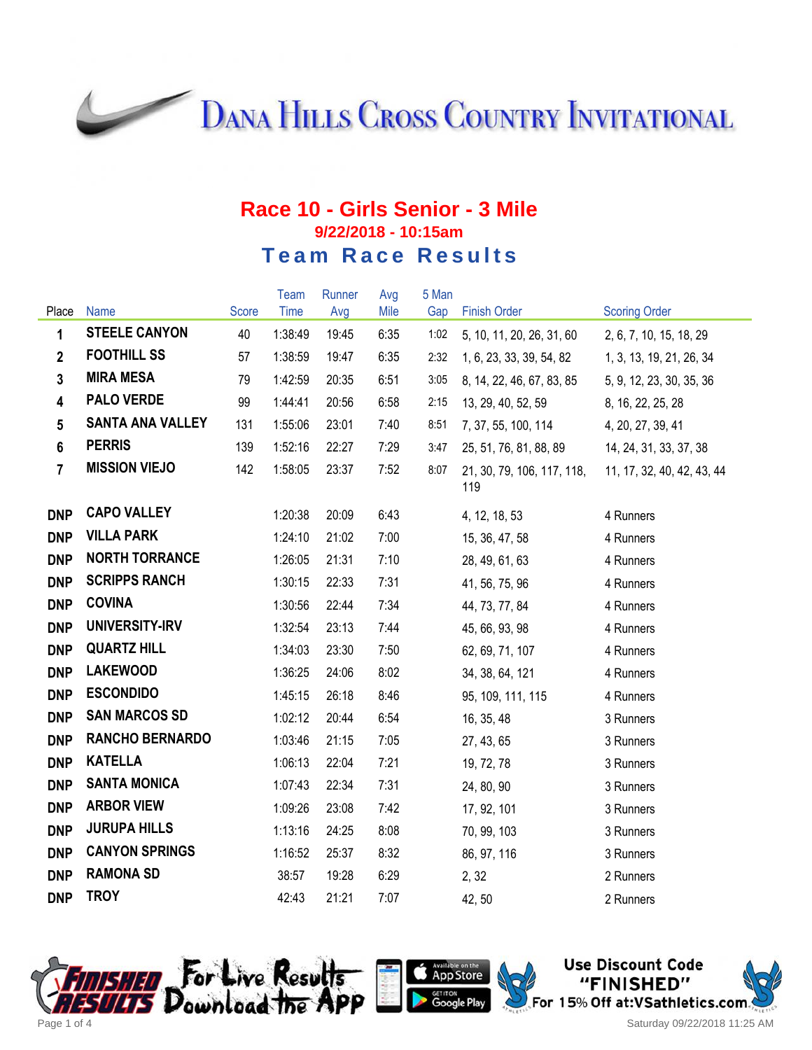# Dana Hills Cross Country Invitational

## Race 10 - Girls Senior - 3 Mile

### 9/22/2018 - 10:15am

### Team Race Results

| Place | Name | Score | Team Time | Runner Avg | Avg Mile | 5 Man Gap | Finish Order | Scoring Order |
|---|---|---|---|---|---|---|---|---|
| 1 | **STEELE CANYON** | 40 | 1:38:49 | 19:45 | 6:35 | 1:02 | 5, 10, 11, 20, 26, 31, 60 | 2, 6, 7, 10, 15, 18, 29 |
| 2 | **FOOTHILL SS** | 57 | 1:38:59 | 19:47 | 6:35 | 2:32 | 1, 6, 23, 33, 39, 54, 82 | 1, 3, 13, 19, 21, 26, 34 |
| 3 | **MIRA MESA** | 79 | 1:42:59 | 20:35 | 6:51 | 3:05 | 8, 14, 22, 46, 67, 83, 85 | 5, 9, 12, 23, 30, 35, 36 |
| 4 | **PALO VERDE** | 99 | 1:44:41 | 20:56 | 6:58 | 2:15 | 13, 29, 40, 52, 59 | 8, 16, 22, 25, 28 |
| 5 | **SANTA ANA VALLEY** | 131 | 1:55:06 | 23:01 | 7:40 | 8:51 | 7, 37, 55, 100, 114 | 4, 20, 27, 39, 41 |
| 6 | **PERRIS** | 139 | 1:52:16 | 22:27 | 7:29 | 3:47 | 25, 51, 76, 81, 88, 89 | 14, 24, 31, 33, 37, 38 |
| 7 | **MISSION VIEJO** | 142 | 1:58:05 | 23:37 | 7:52 | 8:07 | 21, 30, 79, 106, 117, 118, 119 | 11, 17, 32, 40, 42, 43, 44 |
| DNP | **CAPO VALLEY** | | 1:20:38 | 20:09 | 6:43 | | 4, 12, 18, 53 | 4 Runners |
| DNP | **VILLA PARK** | | 1:24:10 | 21:02 | 7:00 | | 15, 36, 47, 58 | 4 Runners |
| DNP | **NORTH TORRANCE** | | 1:26:05 | 21:31 | 7:10 | | 28, 49, 61, 63 | 4 Runners |
| DNP | **SCRIPPS RANCH** | | 1:30:15 | 22:33 | 7:31 | | 41, 56, 75, 96 | 4 Runners |
| DNP | **COVINA** | | 1:30:56 | 22:44 | 7:34 | | 44, 73, 77, 84 | 4 Runners |
| DNP | **UNIVERSITY-IRV** | | 1:32:54 | 23:13 | 7:44 | | 45, 66, 93, 98 | 4 Runners |
| DNP | **QUARTZ HILL** | | 1:34:03 | 23:30 | 7:50 | | 62, 69, 71, 107 | 4 Runners |
| DNP | **LAKEWOOD** | | 1:36:25 | 24:06 | 8:02 | | 34, 38, 64, 121 | 4 Runners |
| DNP | **ESCONDIDO** | | 1:45:15 | 26:18 | 8:46 | | 95, 109, 111, 115 | 4 Runners |
| DNP | **SAN MARCOS SD** | | 1:02:12 | 20:44 | 6:54 | | 16, 35, 48 | 3 Runners |
| DNP | **RANCHO BERNARDO** | | 1:03:46 | 21:15 | 7:05 | | 27, 43, 65 | 3 Runners |
| DNP | **KATELLA** | | 1:06:13 | 22:04 | 7:21 | | 19, 72, 78 | 3 Runners |
| DNP | **SANTA MONICA** | | 1:07:43 | 22:34 | 7:31 | | 24, 80, 90 | 3 Runners |
| DNP | **ARBOR VIEW** | | 1:09:26 | 23:08 | 7:42 | | 17, 92, 101 | 3 Runners |
| DNP | **JURUPA HILLS** | | 1:13:16 | 24:25 | 8:08 | | 70, 99, 103 | 3 Runners |
| DNP | **CANYON SPRINGS** | | 1:16:52 | 25:37 | 8:32 | | 86, 97, 116 | 3 Runners |
| DNP | **RAMONA SD** | | 38:57 | 19:28 | 6:29 | | 2, 32 | 2 Runners |
| DNP | **TROY** | | 42:43 | 21:21 | 7:07 | | 42, 50 | 2 Runners |

Finished Results — For Live Results Download the App — Available on the App Store / Get it on Google Play

Use Discount Code "FINISHED" For 15% Off at:VSathletics.com

Saturday 09/22/2018 11:25 AM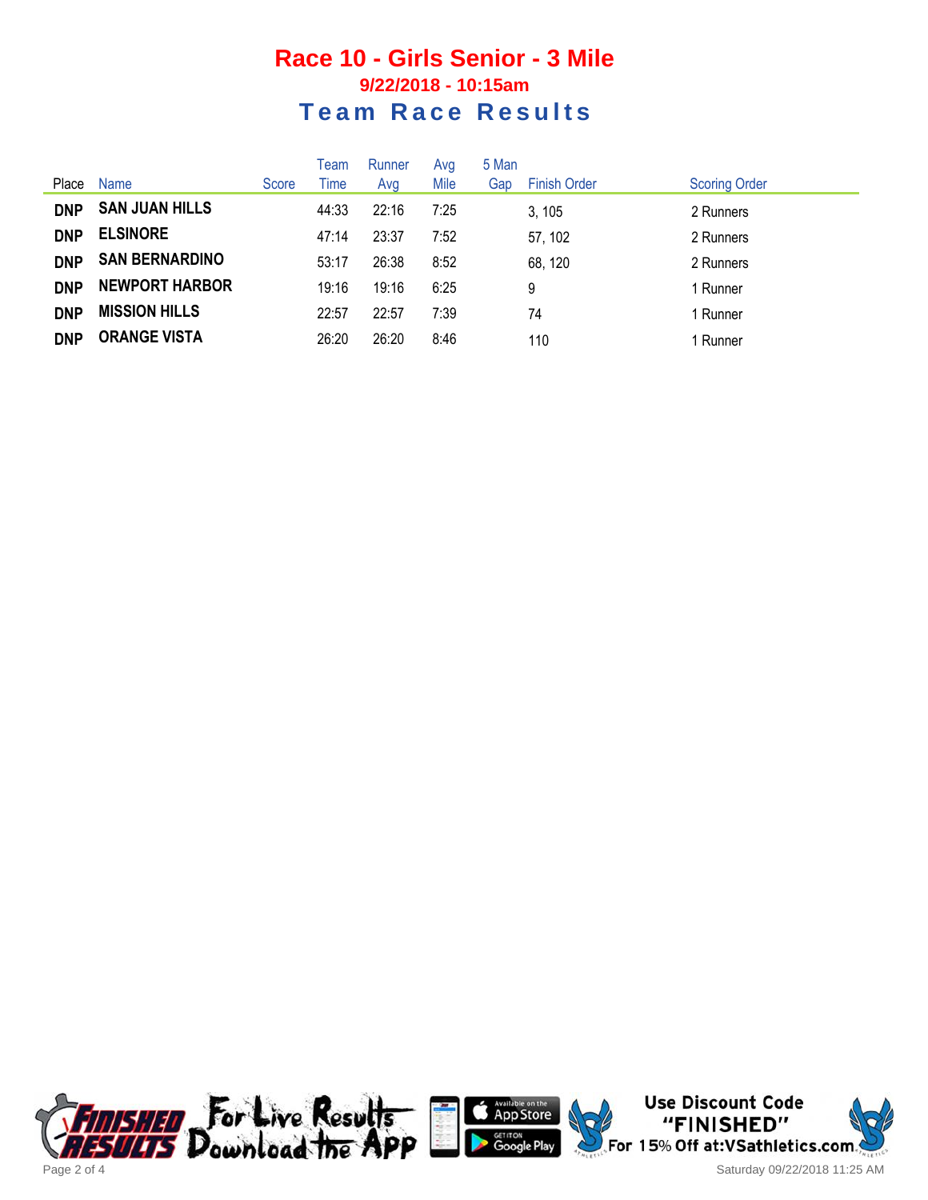# Race 10 - Girls Senior - 3 Mile

### 9/22/2018 - 10:15am

## Team Race Results

| Place | Name | Score | Team Time | Runner Avg | Avg Mile | 5 Man Gap | Finish Order | Scoring Order |
|---|---|---|---|---|---|---|---|---|
| **DNP** | **SAN JUAN HILLS** | | 44:33 | 22:16 | 7:25 | | 3, 105 | 2 Runners |
| **DNP** | **ELSINORE** | | 47:14 | 23:37 | 7:52 | | 57, 102 | 2 Runners |
| **DNP** | **SAN BERNARDINO** | | 53:17 | 26:38 | 8:52 | | 68, 120 | 2 Runners |
| **DNP** | **NEWPORT HARBOR** | | 19:16 | 19:16 | 6:25 | | 9 | 1 Runner |
| **DNP** | **MISSION HILLS** | | 22:57 | 22:57 | 7:39 | | 74 | 1 Runner |
| **DNP** | **ORANGE VISTA** | | 26:20 | 26:20 | 8:46 | | 110 | 1 Runner |

FINISHED RESULTS For Live Results Download the APP

Available on the App Store | GET IT ON Google Play

Use Discount Code "FINISHED" For 15% Off at:VSathletics.com

Saturday 09/22/2018 11:25 AM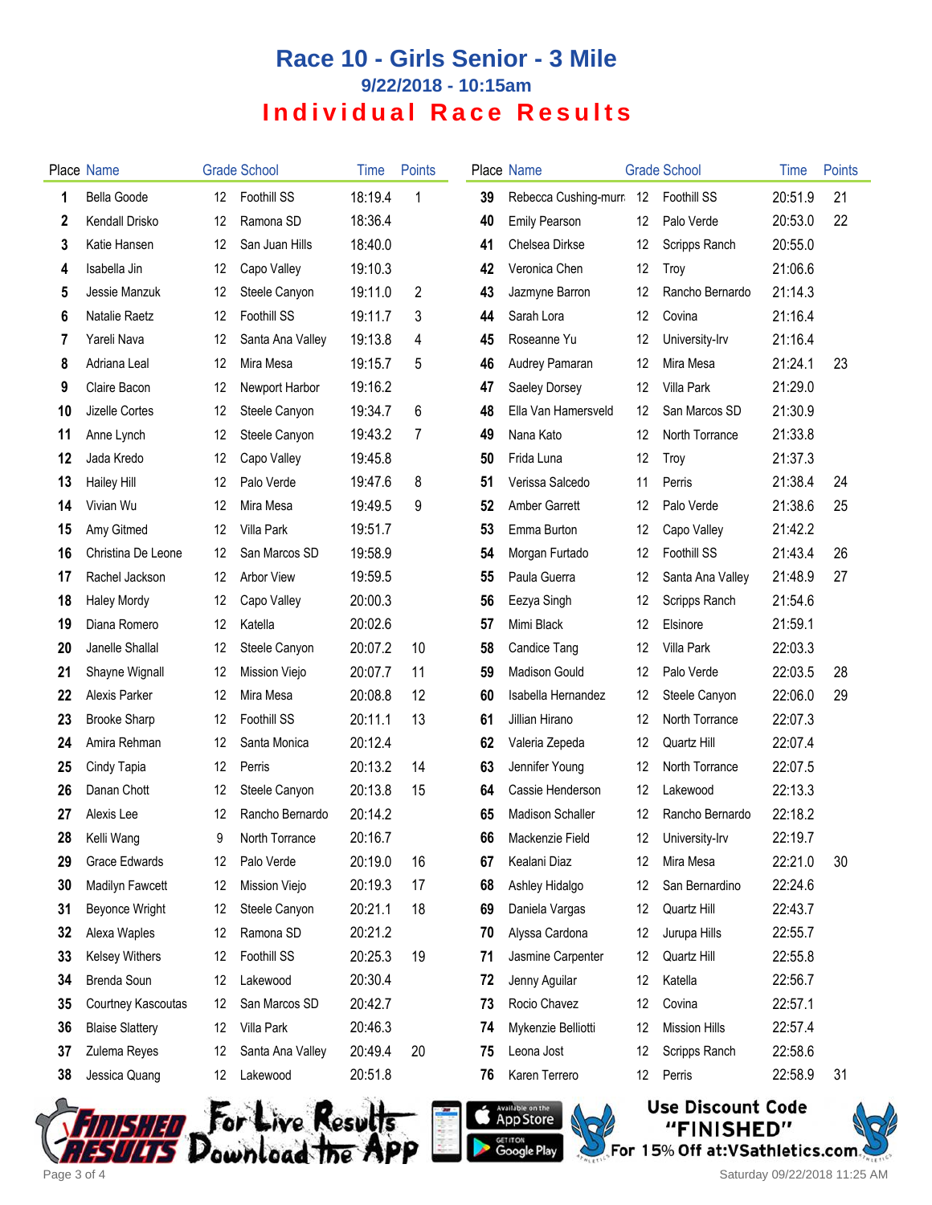# Race 10 - Girls Senior - 3 Mile

## 9/22/2018 - 10:15am

## Individual Race Results

| Place | Name | Grade | School | Time | Points |
|---|---|---|---|---|---|
| 1 | Bella Goode | 12 | Foothill SS | 18:19.4 | 1 |
| 2 | Kendall Drisko | 12 | Ramona SD | 18:36.4 | |
| 3 | Katie Hansen | 12 | San Juan Hills | 18:40.0 | |
| 4 | Isabella Jin | 12 | Capo Valley | 19:10.3 | |
| 5 | Jessie Manzuk | 12 | Steele Canyon | 19:11.0 | 2 |
| 6 | Natalie Raetz | 12 | Foothill SS | 19:11.7 | 3 |
| 7 | Yareli Nava | 12 | Santa Ana Valley | 19:13.8 | 4 |
| 8 | Adriana Leal | 12 | Mira Mesa | 19:15.7 | 5 |
| 9 | Claire Bacon | 12 | Newport Harbor | 19:16.2 | |
| 10 | Jizelle Cortes | 12 | Steele Canyon | 19:34.7 | 6 |
| 11 | Anne Lynch | 12 | Steele Canyon | 19:43.2 | 7 |
| 12 | Jada Kredo | 12 | Capo Valley | 19:45.8 | |
| 13 | Hailey Hill | 12 | Palo Verde | 19:47.6 | 8 |
| 14 | Vivian Wu | 12 | Mira Mesa | 19:49.5 | 9 |
| 15 | Amy Gitmed | 12 | Villa Park | 19:51.7 | |
| 16 | Christina De Leone | 12 | San Marcos SD | 19:58.9 | |
| 17 | Rachel Jackson | 12 | Arbor View | 19:59.5 | |
| 18 | Haley Mordy | 12 | Capo Valley | 20:00.3 | |
| 19 | Diana Romero | 12 | Katella | 20:02.6 | |
| 20 | Janelle Shallal | 12 | Steele Canyon | 20:07.2 | 10 |
| 21 | Shayne Wignall | 12 | Mission Viejo | 20:07.7 | 11 |
| 22 | Alexis Parker | 12 | Mira Mesa | 20:08.8 | 12 |
| 23 | Brooke Sharp | 12 | Foothill SS | 20:11.1 | 13 |
| 24 | Amira Rehman | 12 | Santa Monica | 20:12.4 | |
| 25 | Cindy Tapia | 12 | Perris | 20:13.2 | 14 |
| 26 | Danan Chott | 12 | Steele Canyon | 20:13.8 | 15 |
| 27 | Alexis Lee | 12 | Rancho Bernardo | 20:14.2 | |
| 28 | Kelli Wang | 9 | North Torrance | 20:16.7 | |
| 29 | Grace Edwards | 12 | Palo Verde | 20:19.0 | 16 |
| 30 | Madilyn Fawcett | 12 | Mission Viejo | 20:19.3 | 17 |
| 31 | Beyonce Wright | 12 | Steele Canyon | 20:21.1 | 18 |
| 32 | Alexa Waples | 12 | Ramona SD | 20:21.2 | |
| 33 | Kelsey Withers | 12 | Foothill SS | 20:25.3 | 19 |
| 34 | Brenda Soun | 12 | Lakewood | 20:30.4 | |
| 35 | Courtney Kascoutas | 12 | San Marcos SD | 20:42.7 | |
| 36 | Blaise Slattery | 12 | Villa Park | 20:46.3 | |
| 37 | Zulema Reyes | 12 | Santa Ana Valley | 20:49.4 | 20 |
| 38 | Jessica Quang | 12 | Lakewood | 20:51.8 | |
| 39 | Rebecca Cushing-murr | 12 | Foothill SS | 20:51.9 | 21 |
| 40 | Emily Pearson | 12 | Palo Verde | 20:53.0 | 22 |
| 41 | Chelsea Dirkse | 12 | Scripps Ranch | 20:55.0 | |
| 42 | Veronica Chen | 12 | Troy | 21:06.6 | |
| 43 | Jazmyne Barron | 12 | Rancho Bernardo | 21:14.3 | |
| 44 | Sarah Lora | 12 | Covina | 21:16.4 | |
| 45 | Roseanne Yu | 12 | University-Irv | 21:16.4 | |
| 46 | Audrey Pamaran | 12 | Mira Mesa | 21:24.1 | 23 |
| 47 | Saeley Dorsey | 12 | Villa Park | 21:29.0 | |
| 48 | Ella Van Hamersveld | 12 | San Marcos SD | 21:30.9 | |
| 49 | Nana Kato | 12 | North Torrance | 21:33.8 | |
| 50 | Frida Luna | 12 | Troy | 21:37.3 | |
| 51 | Verissa Salcedo | 11 | Perris | 21:38.4 | 24 |
| 52 | Amber Garrett | 12 | Palo Verde | 21:38.6 | 25 |
| 53 | Emma Burton | 12 | Capo Valley | 21:42.2 | |
| 54 | Morgan Furtado | 12 | Foothill SS | 21:43.4 | 26 |
| 55 | Paula Guerra | 12 | Santa Ana Valley | 21:48.9 | 27 |
| 56 | Eezya Singh | 12 | Scripps Ranch | 21:54.6 | |
| 57 | Mimi Black | 12 | Elsinore | 21:59.1 | |
| 58 | Candice Tang | 12 | Villa Park | 22:03.3 | |
| 59 | Madison Gould | 12 | Palo Verde | 22:03.5 | 28 |
| 60 | Isabella Hernandez | 12 | Steele Canyon | 22:06.0 | 29 |
| 61 | Jillian Hirano | 12 | North Torrance | 22:07.3 | |
| 62 | Valeria Zepeda | 12 | Quartz Hill | 22:07.4 | |
| 63 | Jennifer Young | 12 | North Torrance | 22:07.5 | |
| 64 | Cassie Henderson | 12 | Lakewood | 22:13.3 | |
| 65 | Madison Schaller | 12 | Rancho Bernardo | 22:18.2 | |
| 66 | Mackenzie Field | 12 | University-Irv | 22:19.7 | |
| 67 | Kealani Diaz | 12 | Mira Mesa | 22:21.0 | 30 |
| 68 | Ashley Hidalgo | 12 | San Bernardino | 22:24.6 | |
| 69 | Daniela Vargas | 12 | Quartz Hill | 22:43.7 | |
| 70 | Alyssa Cardona | 12 | Jurupa Hills | 22:55.7 | |
| 71 | Jasmine Carpenter | 12 | Quartz Hill | 22:55.8 | |
| 72 | Jenny Aguilar | 12 | Katella | 22:56.7 | |
| 73 | Rocio Chavez | 12 | Covina | 22:57.1 | |
| 74 | Mykenzie Belliotti | 12 | Mission Hills | 22:57.4 | |
| 75 | Leona Jost | 12 | Scripps Ranch | 22:58.6 | |
| 76 | Karen Terrero | 12 | Perris | 22:58.9 | 31 |

For Live Results Download the App

Use Discount Code "FINISHED" For 15% Off at:VSathletics.com

Saturday 09/22/2018 11:25 AM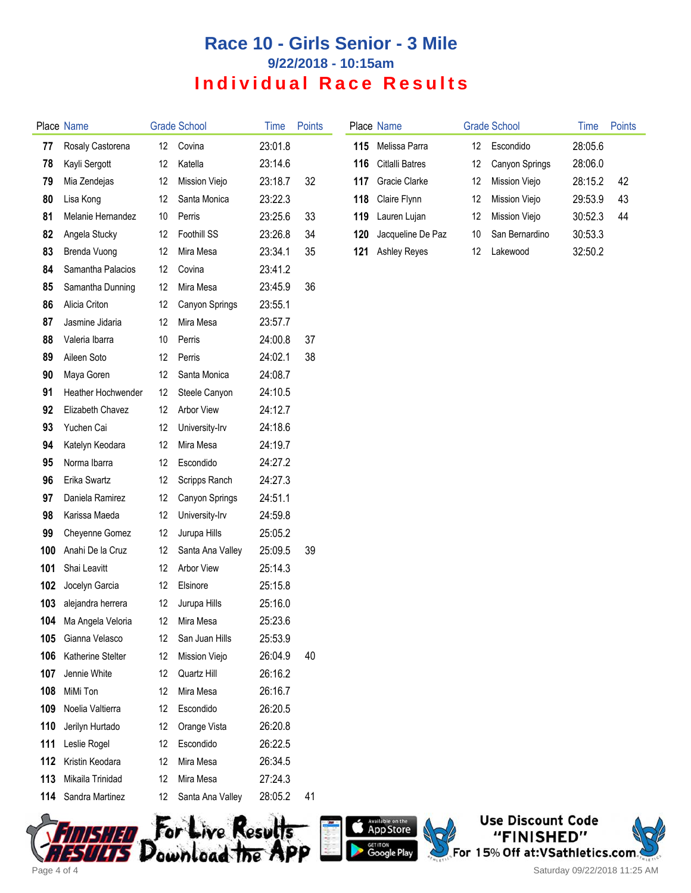# Race 10 - Girls Senior - 3 Mile

### 9/22/2018 - 10:15am

## Individual Race Results

| Place | Name | Grade | School | Time | Points |
|---|---|---|---|---|---|
| 77 | Rosaly Castorena | 12 | Covina | 23:01.8 | |
| 78 | Kayli Sergott | 12 | Katella | 23:14.6 | |
| 79 | Mia Zendejas | 12 | Mission Viejo | 23:18.7 | 32 |
| 80 | Lisa Kong | 12 | Santa Monica | 23:22.3 | |
| 81 | Melanie Hernandez | 10 | Perris | 23:25.6 | 33 |
| 82 | Angela Stucky | 12 | Foothill SS | 23:26.8 | 34 |
| 83 | Brenda Vuong | 12 | Mira Mesa | 23:34.1 | 35 |
| 84 | Samantha Palacios | 12 | Covina | 23:41.2 | |
| 85 | Samantha Dunning | 12 | Mira Mesa | 23:45.9 | 36 |
| 86 | Alicia Criton | 12 | Canyon Springs | 23:55.1 | |
| 87 | Jasmine Jidaria | 12 | Mira Mesa | 23:57.7 | |
| 88 | Valeria Ibarra | 10 | Perris | 24:00.8 | 37 |
| 89 | Aileen Soto | 12 | Perris | 24:02.1 | 38 |
| 90 | Maya Goren | 12 | Santa Monica | 24:08.7 | |
| 91 | Heather Hochwender | 12 | Steele Canyon | 24:10.5 | |
| 92 | Elizabeth Chavez | 12 | Arbor View | 24:12.7 | |
| 93 | Yuchen Cai | 12 | University-Irv | 24:18.6 | |
| 94 | Katelyn Keodara | 12 | Mira Mesa | 24:19.7 | |
| 95 | Norma Ibarra | 12 | Escondido | 24:27.2 | |
| 96 | Erika Swartz | 12 | Scripps Ranch | 24:27.3 | |
| 97 | Daniela Ramirez | 12 | Canyon Springs | 24:51.1 | |
| 98 | Karissa Maeda | 12 | University-Irv | 24:59.8 | |
| 99 | Cheyenne Gomez | 12 | Jurupa Hills | 25:05.2 | |
| 100 | Anahi De la Cruz | 12 | Santa Ana Valley | 25:09.5 | 39 |
| 101 | Shai Leavitt | 12 | Arbor View | 25:14.3 | |
| 102 | Jocelyn Garcia | 12 | Elsinore | 25:15.8 | |
| 103 | alejandra herrera | 12 | Jurupa Hills | 25:16.0 | |
| 104 | Ma Angela Veloria | 12 | Mira Mesa | 25:23.6 | |
| 105 | Gianna Velasco | 12 | San Juan Hills | 25:53.9 | |
| 106 | Katherine Stelter | 12 | Mission Viejo | 26:04.9 | 40 |
| 107 | Jennie White | 12 | Quartz Hill | 26:16.2 | |
| 108 | MiMi Ton | 12 | Mira Mesa | 26:16.7 | |
| 109 | Noelia Valtierra | 12 | Escondido | 26:20.5 | |
| 110 | Jerilyn Hurtado | 12 | Orange Vista | 26:20.8 | |
| 111 | Leslie Rogel | 12 | Escondido | 26:22.5 | |
| 112 | Kristin Keodara | 12 | Mira Mesa | 26:34.5 | |
| 113 | Mikaila Trinidad | 12 | Mira Mesa | 27:24.3 | |
| 114 | Sandra Martinez | 12 | Santa Ana Valley | 28:05.2 | 41 |
| 115 | Melissa Parra | 12 | Escondido | 28:05.6 | |
| 116 | Citlalli Batres | 12 | Canyon Springs | 28:06.0 | |
| 117 | Gracie Clarke | 12 | Mission Viejo | 28:15.2 | 42 |
| 118 | Claire Flynn | 12 | Mission Viejo | 29:53.9 | 43 |
| 119 | Lauren Lujan | 12 | Mission Viejo | 30:52.3 | 44 |
| 120 | Jacqueline De Paz | 10 | San Bernardino | 30:53.3 | |
| 121 | Ashley Reyes | 12 | Lakewood | 32:50.2 | |

Finished Results — For Live Results Download the App — Available on the App Store — Get it on Google Play

Use Discount Code "FINISHED" For 15% Off at:VSathletics.com

Saturday 09/22/2018 11:25 AM